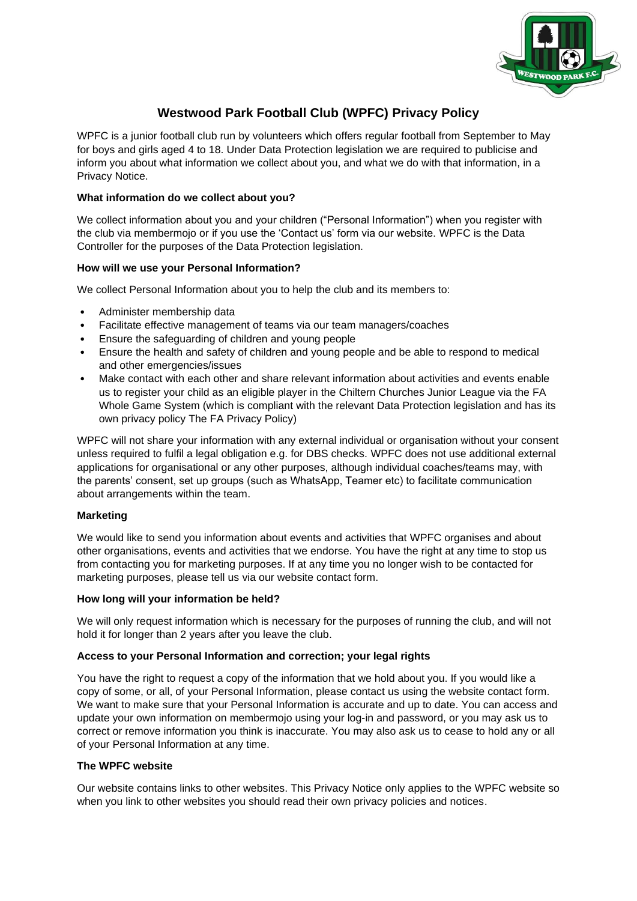# Westwood Park Football Club (WPFC) Privacy Policy

WPFC is a junior football club run by volunteers which offers regular football from September to May for boys and girls aged 4 to 18. Under Data Protection legislation we are required to publicise and inform you about what information we collect about you, and what we do with that information, in a Privacy Notice.

**What information do we collect about you?**

We collect information about you and your children ("Personal Information") when you register with the club via membermojo or if you use the 'Contact us' form via our website. WPFC is the Data Controller for the purposes of the Data Protection legislation.

**How will we use your Personal Information?**

We collect Personal Information about you to help the club and its members to:

- Administer membership data
- Facilitate effective management of teams via our team managers/coaches
- Ensure the safeguarding of children and young people
- Ensure the health and safety of children and young people and be able to respond to medical and other emergencies/issues
- Make contact with each other and share relevant information about activities and events enable us to register your child as an eligible player in the Chiltern Churches Junior League via the FA Whole Game System (which is compliant with the relevant Data Protection legislation and has its own privacy policy The FA Privacy Policy)

WPFC will not share your information with any external individual or organisation without your consent unless required to fulfil a legal obligation e.g. for DBS checks. WPFC does not use additional external applications for organisational or any other purposes, although individual coaches/teams may, with the parents' consent, set up groups (such as WhatsApp, Teamer etc) to facilitate communication about arrangements within the team.

**Marketing**

We would like to send you information about events and activities that WPFC organises and about other organisations, events and activities that we endorse. You have the right at any time to stop us from contacting you for marketing purposes. If at any time you no longer wish to be contacted for marketing purposes, please tell us via our website contact form.

**How long will your information be held?**

We will only request information which is necessary for the purposes of running the club, and will not hold it for longer than 2 years after you leave the club.

**Access to your Personal Information and correction; your legal rights**

You have the right to request a copy of the information that we hold about you. If you would like a copy of some, or all, of your Personal Information, please contact us using the website contact form. We want to make sure that your Personal Information is accurate and up to date. You can access and update your own information on membermojo using your log-in and password, or you may ask us to correct or remove information you think is inaccurate. You may also ask us to cease to hold any or all of your Personal Information at any time.

**The WPFC website**

Our website contains links to other websites. This Privacy Notice only applies to the WPFC website so when you link to other websites you should read their own privacy policies and notices.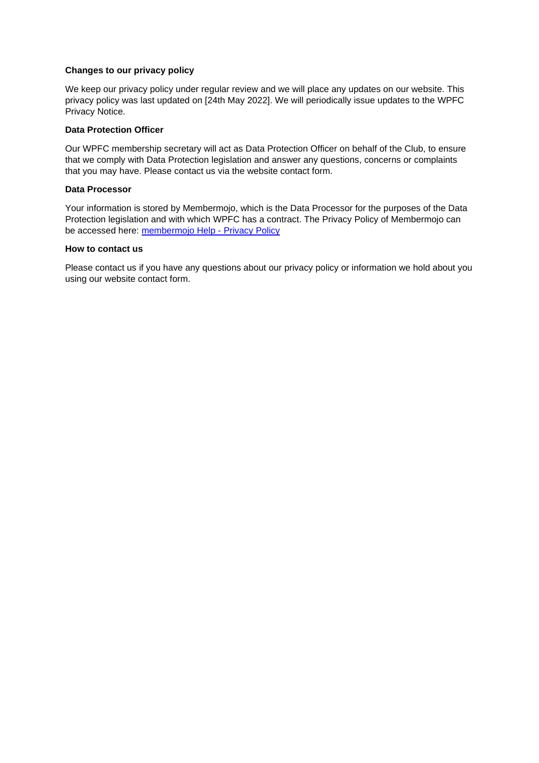**Changes to our privacy policy**

We keep our privacy policy under regular review and we will place any updates on our website. This privacy policy was last updated on [24th May 2022]. We will periodically issue updates to the WPFC Privacy Notice.

**Data Protection Officer**

Our WPFC membership secretary will act as Data Protection Officer on behalf of the Club, to ensure that we comply with Data Protection legislation and answer any questions, concerns or complaints that you may have. Please contact us via the website contact form.

**Data Processor**

Your information is stored by Membermojo, which is the Data Processor for the purposes of the Data Protection legislation and with which WPFC has a contract. The Privacy Policy of Membermojo can be accessed here: membermojo Help - Privacy Policy

**How to contact us**

Please contact us if you have any questions about our privacy policy or information we hold about you using our website contact form.